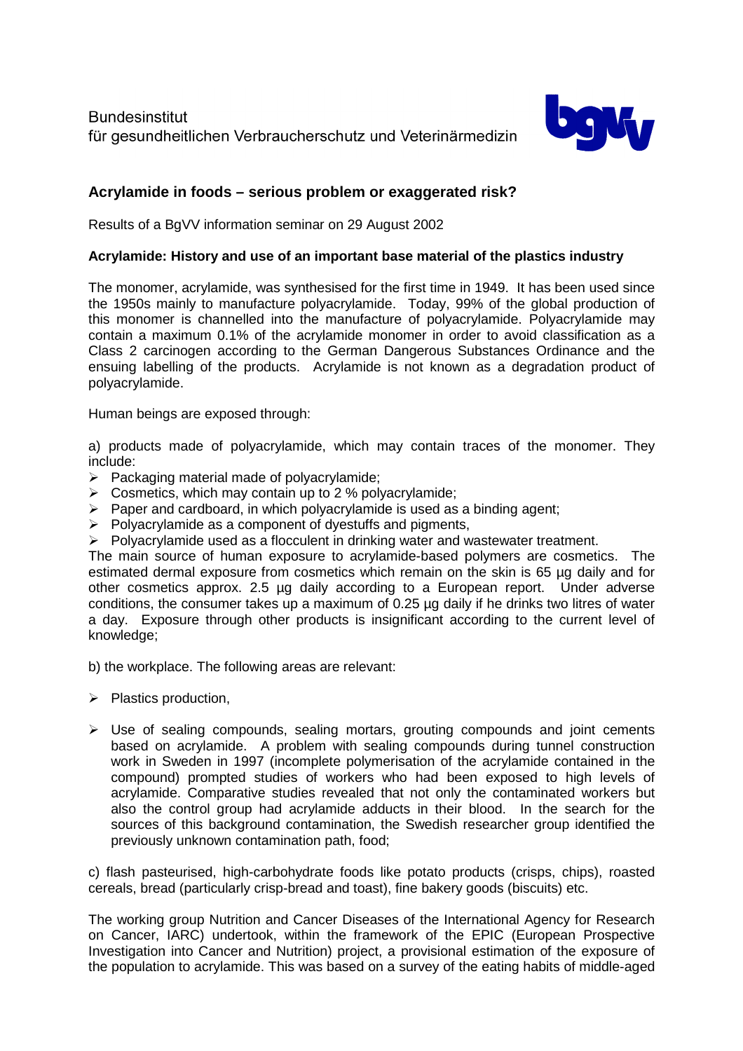Bundesinstitut
für gesundheitlichen Verbraucherschutz und Veterinärmedizin

## Acrylamide in foods – serious problem or exaggerated risk?

Results of a BgVV information seminar on 29 August 2002

### Acrylamide: History and use of an important base material of the plastics industry

The monomer, acrylamide, was synthesised for the first time in 1949. It has been used since the 1950s mainly to manufacture polyacrylamide. Today, 99% of the global production of this monomer is channelled into the manufacture of polyacrylamide. Polyacrylamide may contain a maximum 0.1% of the acrylamide monomer in order to avoid classification as a Class 2 carcinogen according to the German Dangerous Substances Ordinance and the ensuing labelling of the products. Acrylamide is not known as a degradation product of polyacrylamide.

Human beings are exposed through:

a) products made of polyacrylamide, which may contain traces of the monomer. They include:

- Packaging material made of polyacrylamide;
- Cosmetics, which may contain up to 2 % polyacrylamide;
- Paper and cardboard, in which polyacrylamide is used as a binding agent;
- Polyacrylamide as a component of dyestuffs and pigments,
- Polyacrylamide used as a flocculent in drinking water and wastewater treatment.

The main source of human exposure to acrylamide-based polymers are cosmetics. The estimated dermal exposure from cosmetics which remain on the skin is 65 µg daily and for other cosmetics approx. 2.5 µg daily according to a European report. Under adverse conditions, the consumer takes up a maximum of 0.25 µg daily if he drinks two litres of water a day. Exposure through other products is insignificant according to the current level of knowledge;

b) the workplace. The following areas are relevant:

- Plastics production,
- Use of sealing compounds, sealing mortars, grouting compounds and joint cements based on acrylamide. A problem with sealing compounds during tunnel construction work in Sweden in 1997 (incomplete polymerisation of the acrylamide contained in the compound) prompted studies of workers who had been exposed to high levels of acrylamide. Comparative studies revealed that not only the contaminated workers but also the control group had acrylamide adducts in their blood. In the search for the sources of this background contamination, the Swedish researcher group identified the previously unknown contamination path, food;

c) flash pasteurised, high-carbohydrate foods like potato products (crisps, chips), roasted cereals, bread (particularly crisp-bread and toast), fine bakery goods (biscuits) etc.

The working group Nutrition and Cancer Diseases of the International Agency for Research on Cancer, IARC) undertook, within the framework of the EPIC (European Prospective Investigation into Cancer and Nutrition) project, a provisional estimation of the exposure of the population to acrylamide. This was based on a survey of the eating habits of middle-aged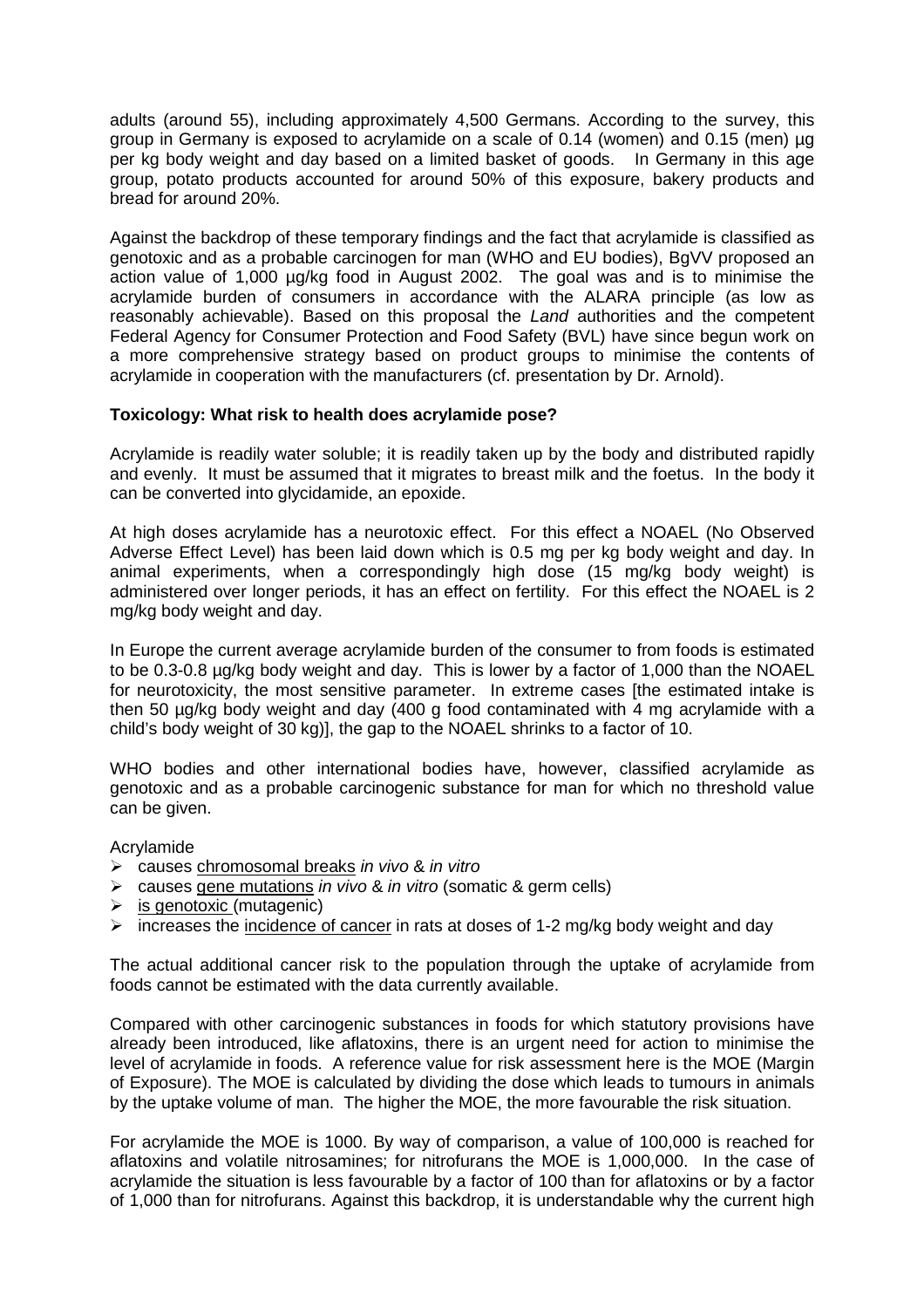adults (around 55), including approximately 4,500 Germans. According to the survey, this group in Germany is exposed to acrylamide on a scale of 0.14 (women) and 0.15 (men) µg per kg body weight and day based on a limited basket of goods. In Germany in this age group, potato products accounted for around 50% of this exposure, bakery products and bread for around 20%.

Against the backdrop of these temporary findings and the fact that acrylamide is classified as genotoxic and as a probable carcinogen for man (WHO and EU bodies), BgVV proposed an action value of 1,000 µg/kg food in August 2002. The goal was and is to minimise the acrylamide burden of consumers in accordance with the ALARA principle (as low as reasonably achievable). Based on this proposal the *Land* authorities and the competent Federal Agency for Consumer Protection and Food Safety (BVL) have since begun work on a more comprehensive strategy based on product groups to minimise the contents of acrylamide in cooperation with the manufacturers (cf. presentation by Dr. Arnold).

**Toxicology: What risk to health does acrylamide pose?**

Acrylamide is readily water soluble; it is readily taken up by the body and distributed rapidly and evenly. It must be assumed that it migrates to breast milk and the foetus. In the body it can be converted into glycidamide, an epoxide.

At high doses acrylamide has a neurotoxic effect. For this effect a NOAEL (No Observed Adverse Effect Level) has been laid down which is 0.5 mg per kg body weight and day. In animal experiments, when a correspondingly high dose (15 mg/kg body weight) is administered over longer periods, it has an effect on fertility. For this effect the NOAEL is 2 mg/kg body weight and day.

In Europe the current average acrylamide burden of the consumer to from foods is estimated to be 0.3-0.8 µg/kg body weight and day. This is lower by a factor of 1,000 than the NOAEL for neurotoxicity, the most sensitive parameter. In extreme cases [the estimated intake is then 50 µg/kg body weight and day (400 g food contaminated with 4 mg acrylamide with a child's body weight of 30 kg)], the gap to the NOAEL shrinks to a factor of 10.

WHO bodies and other international bodies have, however, classified acrylamide as genotoxic and as a probable carcinogenic substance for man for which no threshold value can be given.

Acrylamide

- causes chromosomal breaks *in vivo* & *in vitro*
- causes gene mutations *in vivo* & *in vitro* (somatic & germ cells)
- is genotoxic (mutagenic)
- increases the incidence of cancer in rats at doses of 1-2 mg/kg body weight and day

The actual additional cancer risk to the population through the uptake of acrylamide from foods cannot be estimated with the data currently available.

Compared with other carcinogenic substances in foods for which statutory provisions have already been introduced, like aflatoxins, there is an urgent need for action to minimise the level of acrylamide in foods. A reference value for risk assessment here is the MOE (Margin of Exposure). The MOE is calculated by dividing the dose which leads to tumours in animals by the uptake volume of man. The higher the MOE, the more favourable the risk situation.

For acrylamide the MOE is 1000. By way of comparison, a value of 100,000 is reached for aflatoxins and volatile nitrosamines; for nitrofurans the MOE is 1,000,000. In the case of acrylamide the situation is less favourable by a factor of 100 than for aflatoxins or by a factor of 1,000 than for nitrofurans. Against this backdrop, it is understandable why the current high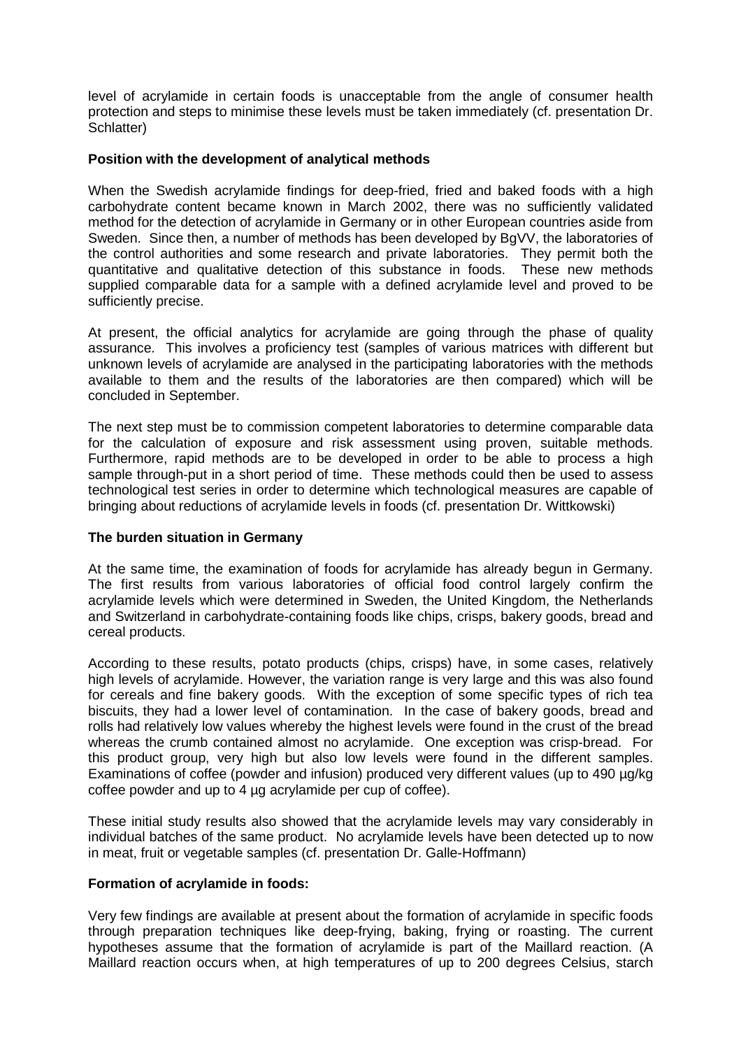level of acrylamide in certain foods is unacceptable from the angle of consumer health protection and steps to minimise these levels must be taken immediately (cf. presentation Dr. Schlatter)

**Position with the development of analytical methods**

When the Swedish acrylamide findings for deep-fried, fried and baked foods with a high carbohydrate content became known in March 2002, there was no sufficiently validated method for the detection of acrylamide in Germany or in other European countries aside from Sweden. Since then, a number of methods has been developed by BgVV, the laboratories of the control authorities and some research and private laboratories. They permit both the quantitative and qualitative detection of this substance in foods. These new methods supplied comparable data for a sample with a defined acrylamide level and proved to be sufficiently precise.

At present, the official analytics for acrylamide are going through the phase of quality assurance. This involves a proficiency test (samples of various matrices with different but unknown levels of acrylamide are analysed in the participating laboratories with the methods available to them and the results of the laboratories are then compared) which will be concluded in September.

The next step must be to commission competent laboratories to determine comparable data for the calculation of exposure and risk assessment using proven, suitable methods. Furthermore, rapid methods are to be developed in order to be able to process a high sample through-put in a short period of time. These methods could then be used to assess technological test series in order to determine which technological measures are capable of bringing about reductions of acrylamide levels in foods (cf. presentation Dr. Wittkowski)

**The burden situation in Germany**

At the same time, the examination of foods for acrylamide has already begun in Germany. The first results from various laboratories of official food control largely confirm the acrylamide levels which were determined in Sweden, the United Kingdom, the Netherlands and Switzerland in carbohydrate-containing foods like chips, crisps, bakery goods, bread and cereal products.

According to these results, potato products (chips, crisps) have, in some cases, relatively high levels of acrylamide. However, the variation range is very large and this was also found for cereals and fine bakery goods. With the exception of some specific types of rich tea biscuits, they had a lower level of contamination. In the case of bakery goods, bread and rolls had relatively low values whereby the highest levels were found in the crust of the bread whereas the crumb contained almost no acrylamide. One exception was crisp-bread. For this product group, very high but also low levels were found in the different samples. Examinations of coffee (powder and infusion) produced very different values (up to 490 µg/kg coffee powder and up to 4 µg acrylamide per cup of coffee).

These initial study results also showed that the acrylamide levels may vary considerably in individual batches of the same product. No acrylamide levels have been detected up to now in meat, fruit or vegetable samples (cf. presentation Dr. Galle-Hoffmann)

**Formation of acrylamide in foods:**

Very few findings are available at present about the formation of acrylamide in specific foods through preparation techniques like deep-frying, baking, frying or roasting. The current hypotheses assume that the formation of acrylamide is part of the Maillard reaction. (A Maillard reaction occurs when, at high temperatures of up to 200 degrees Celsius, starch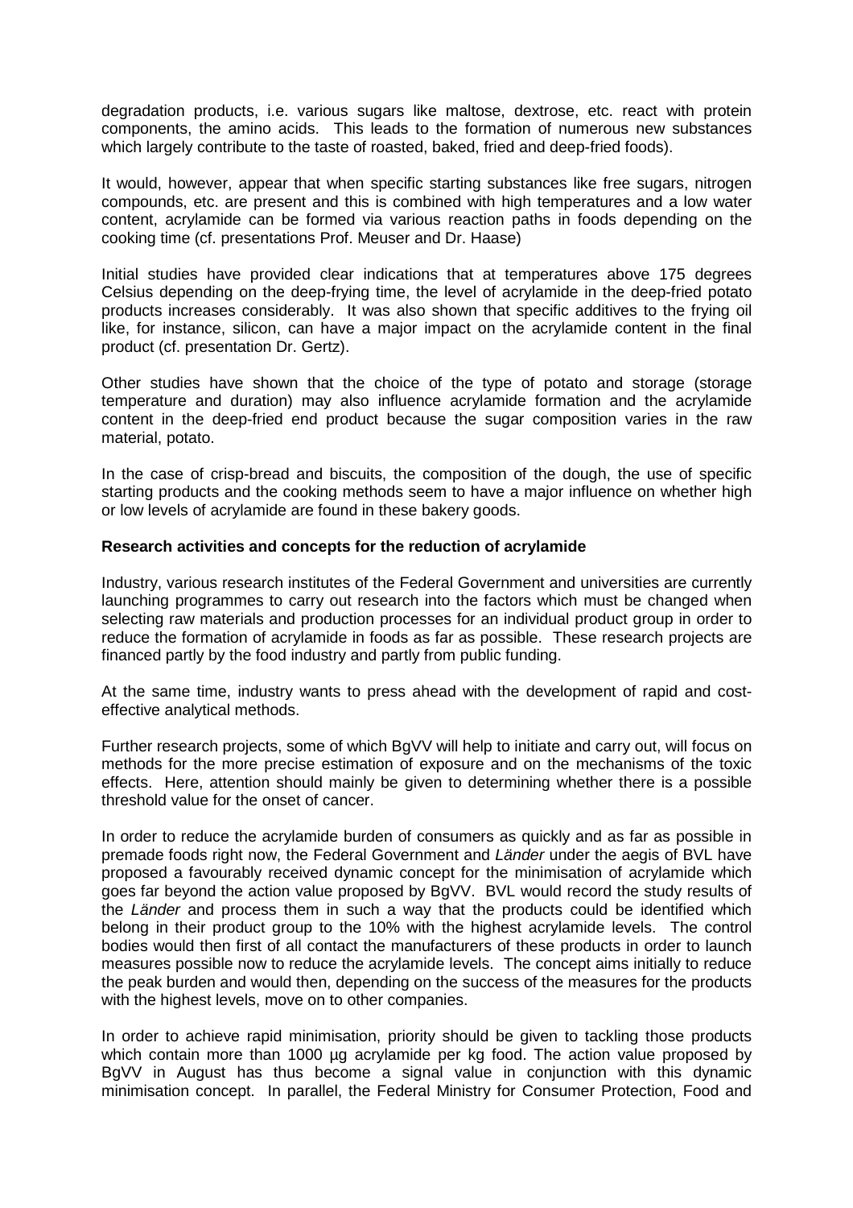degradation products, i.e. various sugars like maltose, dextrose, etc. react with protein components, the amino acids. This leads to the formation of numerous new substances which largely contribute to the taste of roasted, baked, fried and deep-fried foods).

It would, however, appear that when specific starting substances like free sugars, nitrogen compounds, etc. are present and this is combined with high temperatures and a low water content, acrylamide can be formed via various reaction paths in foods depending on the cooking time (cf. presentations Prof. Meuser and Dr. Haase)

Initial studies have provided clear indications that at temperatures above 175 degrees Celsius depending on the deep-frying time, the level of acrylamide in the deep-fried potato products increases considerably. It was also shown that specific additives to the frying oil like, for instance, silicon, can have a major impact on the acrylamide content in the final product (cf. presentation Dr. Gertz).

Other studies have shown that the choice of the type of potato and storage (storage temperature and duration) may also influence acrylamide formation and the acrylamide content in the deep-fried end product because the sugar composition varies in the raw material, potato.

In the case of crisp-bread and biscuits, the composition of the dough, the use of specific starting products and the cooking methods seem to have a major influence on whether high or low levels of acrylamide are found in these bakery goods.

**Research activities and concepts for the reduction of acrylamide**

Industry, various research institutes of the Federal Government and universities are currently launching programmes to carry out research into the factors which must be changed when selecting raw materials and production processes for an individual product group in order to reduce the formation of acrylamide in foods as far as possible. These research projects are financed partly by the food industry and partly from public funding.

At the same time, industry wants to press ahead with the development of rapid and cost-effective analytical methods.

Further research projects, some of which BgVV will help to initiate and carry out, will focus on methods for the more precise estimation of exposure and on the mechanisms of the toxic effects. Here, attention should mainly be given to determining whether there is a possible threshold value for the onset of cancer.

In order to reduce the acrylamide burden of consumers as quickly and as far as possible in premade foods right now, the Federal Government and *Länder* under the aegis of BVL have proposed a favourably received dynamic concept for the minimisation of acrylamide which goes far beyond the action value proposed by BgVV. BVL would record the study results of the *Länder* and process them in such a way that the products could be identified which belong in their product group to the 10% with the highest acrylamide levels. The control bodies would then first of all contact the manufacturers of these products in order to launch measures possible now to reduce the acrylamide levels. The concept aims initially to reduce the peak burden and would then, depending on the success of the measures for the products with the highest levels, move on to other companies.

In order to achieve rapid minimisation, priority should be given to tackling those products which contain more than 1000 µg acrylamide per kg food. The action value proposed by BgVV in August has thus become a signal value in conjunction with this dynamic minimisation concept. In parallel, the Federal Ministry for Consumer Protection, Food and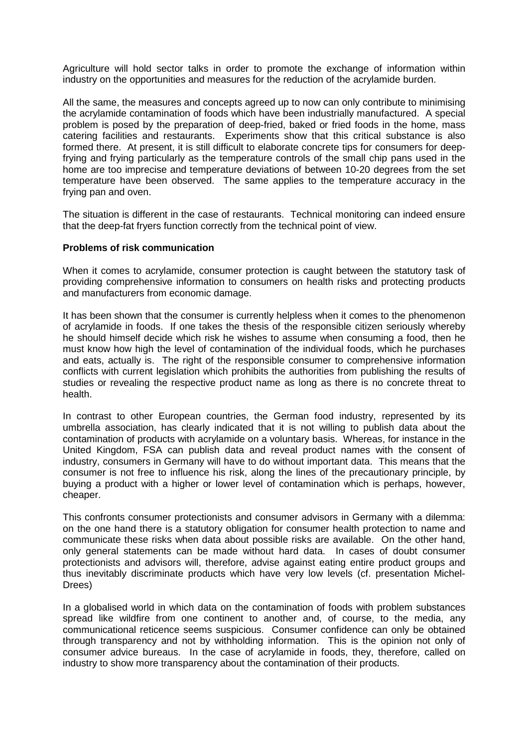Agriculture will hold sector talks in order to promote the exchange of information within industry on the opportunities and measures for the reduction of the acrylamide burden.

All the same, the measures and concepts agreed up to now can only contribute to minimising the acrylamide contamination of foods which have been industrially manufactured. A special problem is posed by the preparation of deep-fried, baked or fried foods in the home, mass catering facilities and restaurants. Experiments show that this critical substance is also formed there. At present, it is still difficult to elaborate concrete tips for consumers for deep-frying and frying particularly as the temperature controls of the small chip pans used in the home are too imprecise and temperature deviations of between 10-20 degrees from the set temperature have been observed. The same applies to the temperature accuracy in the frying pan and oven.

The situation is different in the case of restaurants. Technical monitoring can indeed ensure that the deep-fat fryers function correctly from the technical point of view.

**Problems of risk communication**

When it comes to acrylamide, consumer protection is caught between the statutory task of providing comprehensive information to consumers on health risks and protecting products and manufacturers from economic damage.

It has been shown that the consumer is currently helpless when it comes to the phenomenon of acrylamide in foods. If one takes the thesis of the responsible citizen seriously whereby he should himself decide which risk he wishes to assume when consuming a food, then he must know how high the level of contamination of the individual foods, which he purchases and eats, actually is. The right of the responsible consumer to comprehensive information conflicts with current legislation which prohibits the authorities from publishing the results of studies or revealing the respective product name as long as there is no concrete threat to health.

In contrast to other European countries, the German food industry, represented by its umbrella association, has clearly indicated that it is not willing to publish data about the contamination of products with acrylamide on a voluntary basis. Whereas, for instance in the United Kingdom, FSA can publish data and reveal product names with the consent of industry, consumers in Germany will have to do without important data. This means that the consumer is not free to influence his risk, along the lines of the precautionary principle, by buying a product with a higher or lower level of contamination which is perhaps, however, cheaper.

This confronts consumer protectionists and consumer advisors in Germany with a dilemma: on the one hand there is a statutory obligation for consumer health protection to name and communicate these risks when data about possible risks are available. On the other hand, only general statements can be made without hard data. In cases of doubt consumer protectionists and advisors will, therefore, advise against eating entire product groups and thus inevitably discriminate products which have very low levels (cf. presentation Michel-Drees)

In a globalised world in which data on the contamination of foods with problem substances spread like wildfire from one continent to another and, of course, to the media, any communicational reticence seems suspicious. Consumer confidence can only be obtained through transparency and not by withholding information. This is the opinion not only of consumer advice bureaus. In the case of acrylamide in foods, they, therefore, called on industry to show more transparency about the contamination of their products.